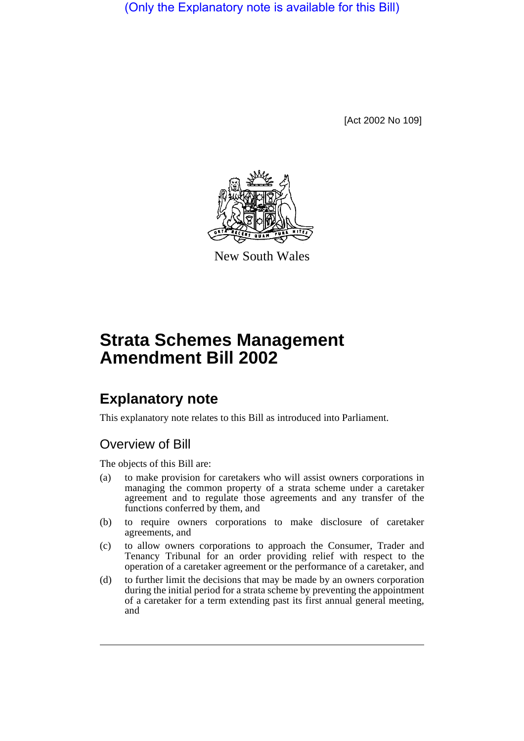(Only the Explanatory note is available for this Bill)

[Act 2002 No 109]

New South Wales

# Strata Schemes Management Amendment Bill 2002

## Explanatory note

This explanatory note relates to this Bill as introduced into Parliament.

### Overview of Bill

The objects of this Bill are:

(a) to make provision for caretakers who will assist owners corporations in managing the common property of a strata scheme under a caretaker agreement and to regulate those agreements and any transfer of the functions conferred by them, and

(b) to require owners corporations to make disclosure of caretaker agreements, and

(c) to allow owners corporations to approach the Consumer, Trader and Tenancy Tribunal for an order providing relief with respect to the operation of a caretaker agreement or the performance of a caretaker, and

(d) to further limit the decisions that may be made by an owners corporation during the initial period for a strata scheme by preventing the appointment of a caretaker for a term extending past its first annual general meeting, and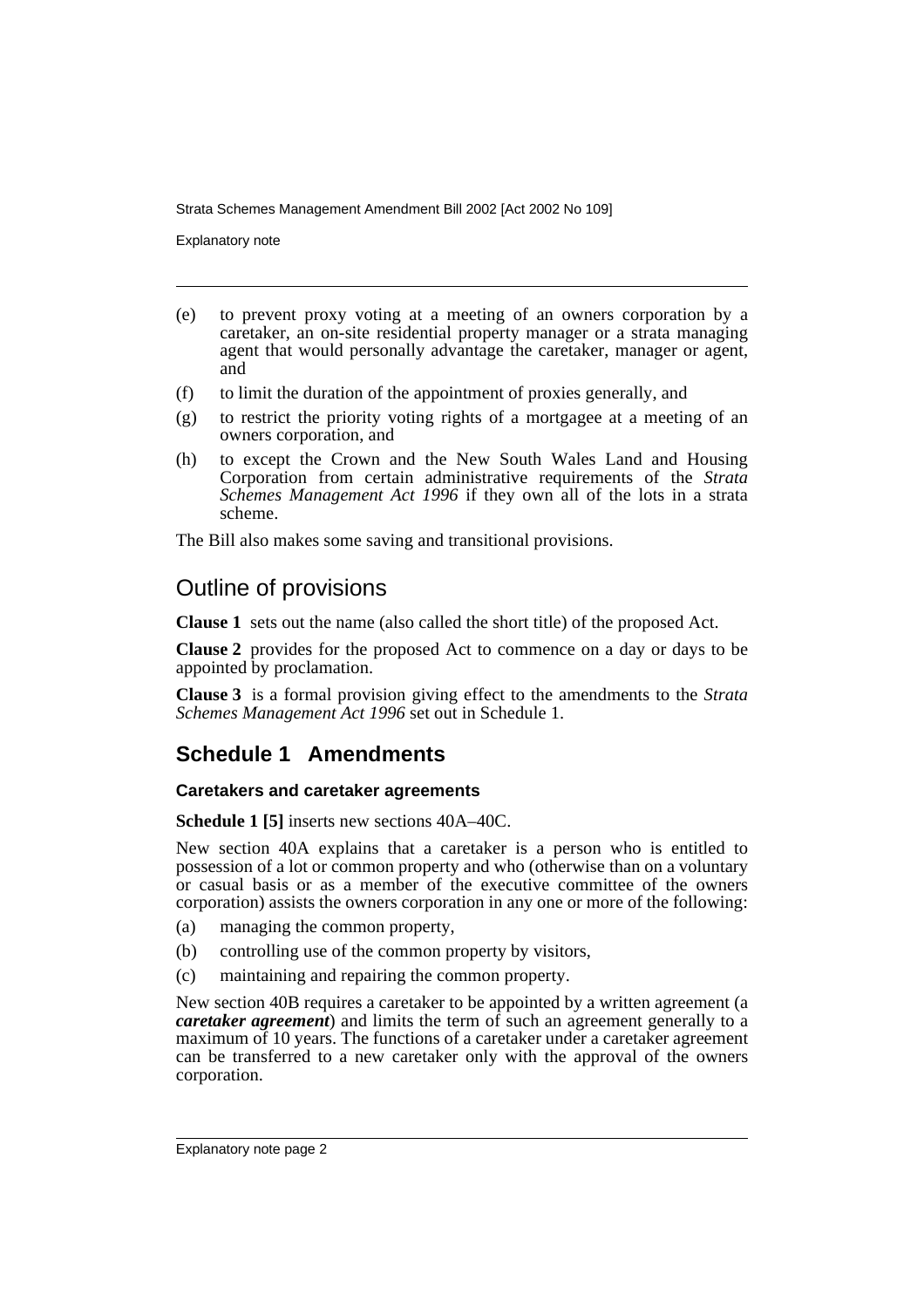(e) to prevent proxy voting at a meeting of an owners corporation by a caretaker, an on-site residential property manager or a strata managing agent that would personally advantage the caretaker, manager or agent, and

(f) to limit the duration of the appointment of proxies generally, and

(g) to restrict the priority voting rights of a mortgagee at a meeting of an owners corporation, and

(h) to except the Crown and the New South Wales Land and Housing Corporation from certain administrative requirements of the *Strata Schemes Management Act 1996* if they own all of the lots in a strata scheme.

The Bill also makes some saving and transitional provisions.

## Outline of provisions

**Clause 1** sets out the name (also called the short title) of the proposed Act.

**Clause 2** provides for the proposed Act to commence on a day or days to be appointed by proclamation.

**Clause 3** is a formal provision giving effect to the amendments to the *Strata Schemes Management Act 1996* set out in Schedule 1.

## Schedule 1 Amendments

### Caretakers and caretaker agreements

**Schedule 1 [5]** inserts new sections 40A–40C.

New section 40A explains that a caretaker is a person who is entitled to possession of a lot or common property and who (otherwise than on a voluntary or casual basis or as a member of the executive committee of the owners corporation) assists the owners corporation in any one or more of the following:

(a) managing the common property,

(b) controlling use of the common property by visitors,

(c) maintaining and repairing the common property.

New section 40B requires a caretaker to be appointed by a written agreement (a ***caretaker agreement***) and limits the term of such an agreement generally to a maximum of 10 years. The functions of a caretaker under a caretaker agreement can be transferred to a new caretaker only with the approval of the owners corporation.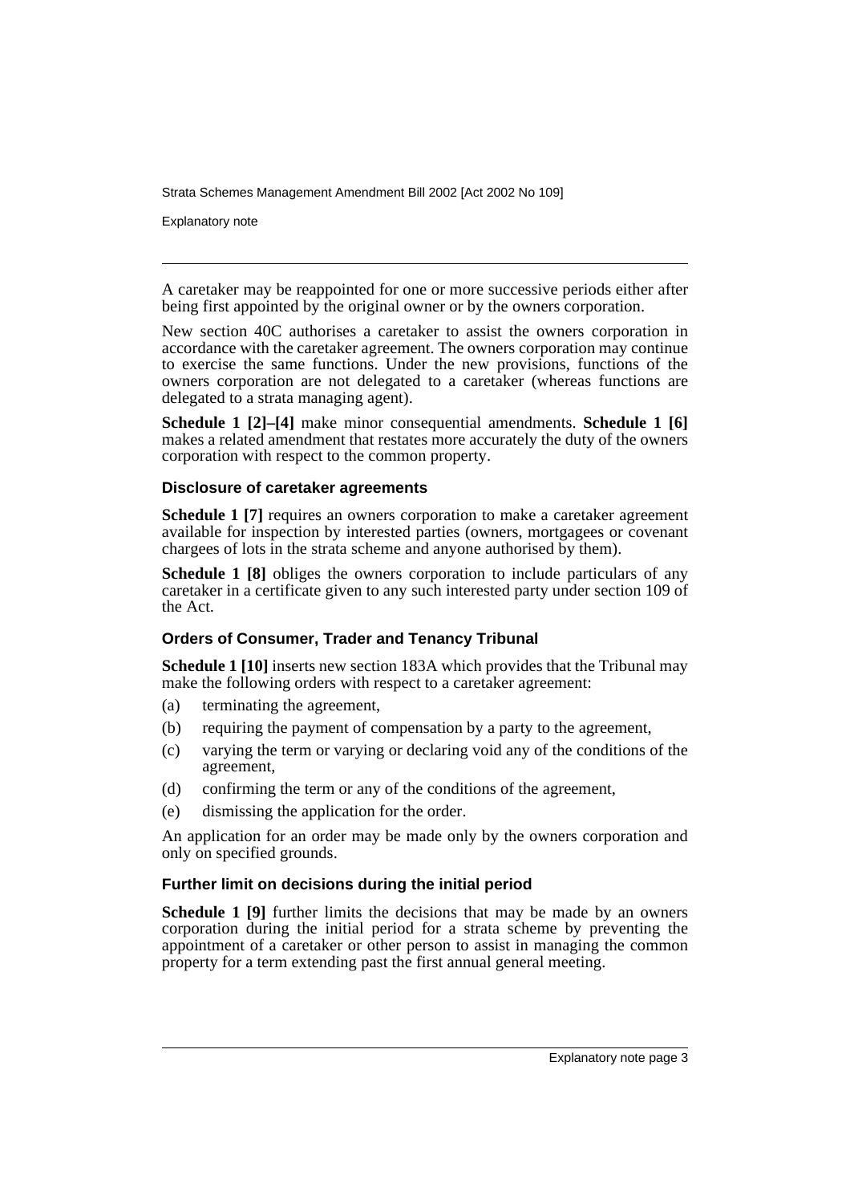A caretaker may be reappointed for one or more successive periods either after being first appointed by the original owner or by the owners corporation.

New section 40C authorises a caretaker to assist the owners corporation in accordance with the caretaker agreement. The owners corporation may continue to exercise the same functions. Under the new provisions, functions of the owners corporation are not delegated to a caretaker (whereas functions are delegated to a strata managing agent).

**Schedule 1 [2]–[4]** make minor consequential amendments. **Schedule 1 [6]** makes a related amendment that restates more accurately the duty of the owners corporation with respect to the common property.

#### Disclosure of caretaker agreements

**Schedule 1 [7]** requires an owners corporation to make a caretaker agreement available for inspection by interested parties (owners, mortgagees or covenant chargees of lots in the strata scheme and anyone authorised by them).

**Schedule 1 [8]** obliges the owners corporation to include particulars of any caretaker in a certificate given to any such interested party under section 109 of the Act.

#### Orders of Consumer, Trader and Tenancy Tribunal

**Schedule 1 [10]** inserts new section 183A which provides that the Tribunal may make the following orders with respect to a caretaker agreement:

(a) terminating the agreement,

(b) requiring the payment of compensation by a party to the agreement,

(c) varying the term or varying or declaring void any of the conditions of the agreement,

(d) confirming the term or any of the conditions of the agreement,

(e) dismissing the application for the order.

An application for an order may be made only by the owners corporation and only on specified grounds.

#### Further limit on decisions during the initial period

**Schedule 1 [9]** further limits the decisions that may be made by an owners corporation during the initial period for a strata scheme by preventing the appointment of a caretaker or other person to assist in managing the common property for a term extending past the first annual general meeting.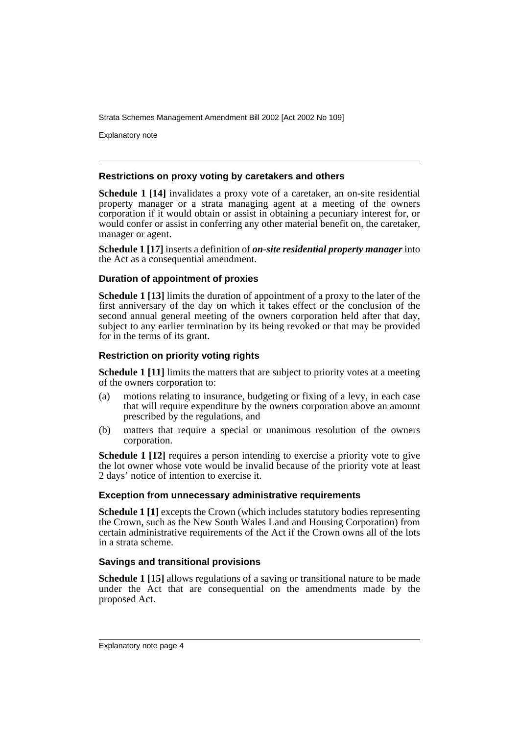### Restrictions on proxy voting by caretakers and others

**Schedule 1 [14]** invalidates a proxy vote of a caretaker, an on-site residential property manager or a strata managing agent at a meeting of the owners corporation if it would obtain or assist in obtaining a pecuniary interest for, or would confer or assist in conferring any other material benefit on, the caretaker, manager or agent.

**Schedule 1 [17]** inserts a definition of ***on-site residential property manager*** into the Act as a consequential amendment.

### Duration of appointment of proxies

**Schedule 1 [13]** limits the duration of appointment of a proxy to the later of the first anniversary of the day on which it takes effect or the conclusion of the second annual general meeting of the owners corporation held after that day, subject to any earlier termination by its being revoked or that may be provided for in the terms of its grant.

### Restriction on priority voting rights

**Schedule 1 [11]** limits the matters that are subject to priority votes at a meeting of the owners corporation to:

(a) motions relating to insurance, budgeting or fixing of a levy, in each case that will require expenditure by the owners corporation above an amount prescribed by the regulations, and

(b) matters that require a special or unanimous resolution of the owners corporation.

**Schedule 1 [12]** requires a person intending to exercise a priority vote to give the lot owner whose vote would be invalid because of the priority vote at least 2 days' notice of intention to exercise it.

### Exception from unnecessary administrative requirements

**Schedule 1 [1]** excepts the Crown (which includes statutory bodies representing the Crown, such as the New South Wales Land and Housing Corporation) from certain administrative requirements of the Act if the Crown owns all of the lots in a strata scheme.

### Savings and transitional provisions

**Schedule 1 [15]** allows regulations of a saving or transitional nature to be made under the Act that are consequential on the amendments made by the proposed Act.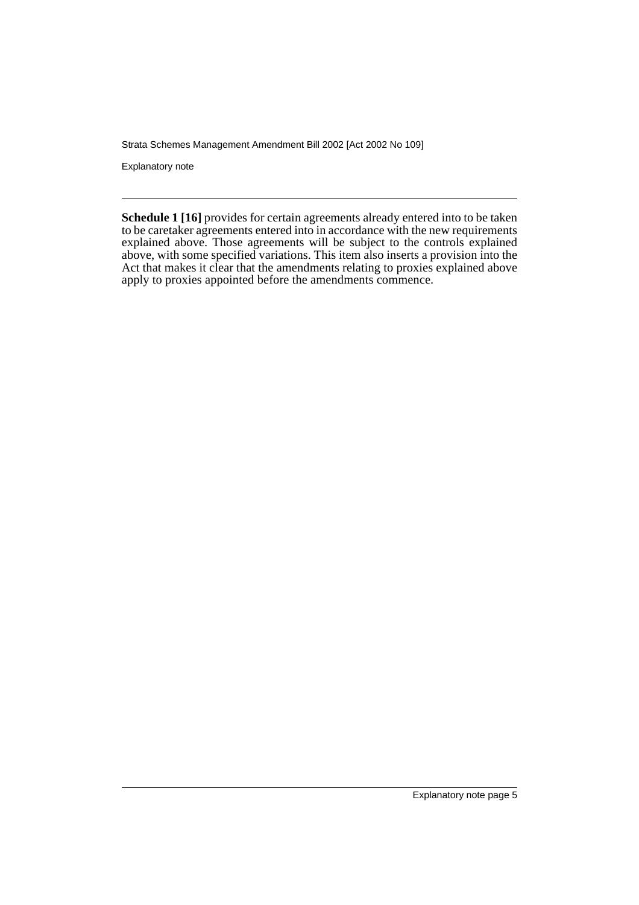**Schedule 1 [16]** provides for certain agreements already entered into to be taken to be caretaker agreements entered into in accordance with the new requirements explained above. Those agreements will be subject to the controls explained above, with some specified variations. This item also inserts a provision into the Act that makes it clear that the amendments relating to proxies explained above apply to proxies appointed before the amendments commence.